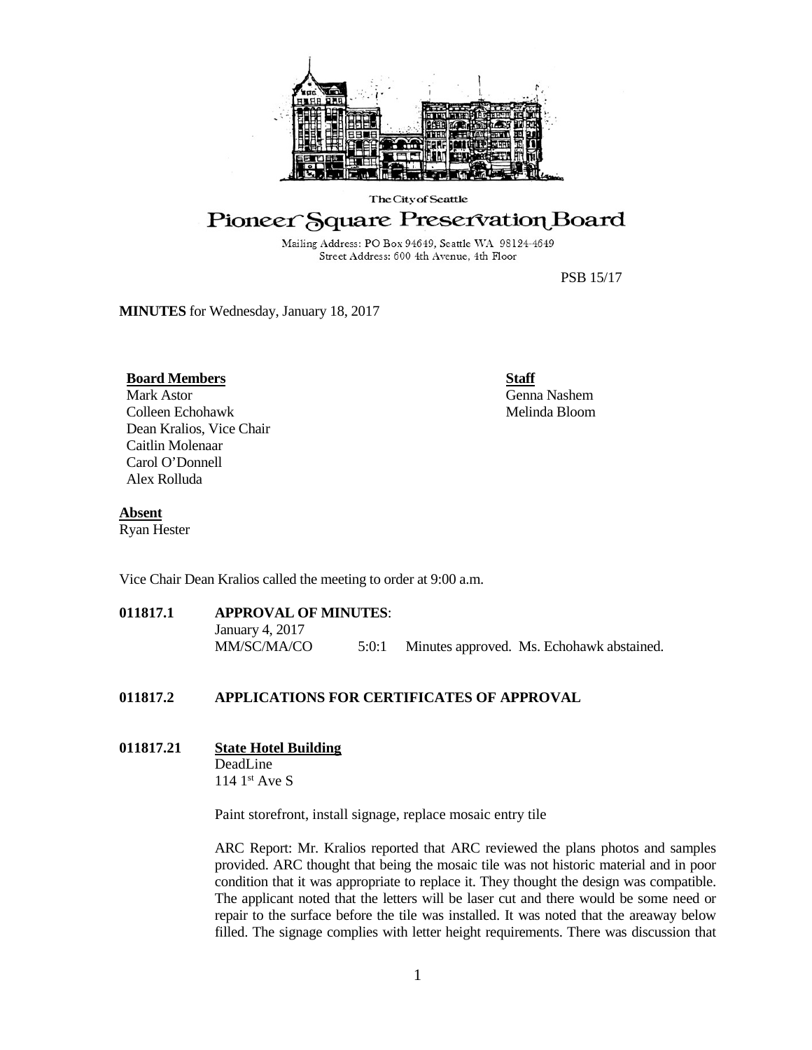The City of Seattle

# Pioneer Square Preservation Board

Mailing Address: PO Box 94649, Seattle WA 98124-4649
Street Address: 600 4th Avenue, 4th Floor

PSB 15/17

**MINUTES** for Wednesday, January 18, 2017

**Board Members**
Mark Astor
Colleen Echohawk
Dean Kralios, Vice Chair
Caitlin Molenaar
Carol O'Donnell
Alex Rolluda

**Staff**
Genna Nashem
Melinda Bloom

**Absent**
Ryan Hester

Vice Chair Dean Kralios called the meeting to order at 9:00 a.m.

**011817.1 APPROVAL OF MINUTES**:
January 4, 2017
MM/SC/MA/CO 5:0:1 Minutes approved. Ms. Echohawk abstained.

**011817.2 APPLICATIONS FOR CERTIFICATES OF APPROVAL**

**011817.21 State Hotel Building**
DeadLine
114 1st Ave S

Paint storefront, install signage, replace mosaic entry tile

ARC Report: Mr. Kralios reported that ARC reviewed the plans photos and samples provided. ARC thought that being the mosaic tile was not historic material and in poor condition that it was appropriate to replace it. They thought the design was compatible. The applicant noted that the letters will be laser cut and there would be some need or repair to the surface before the tile was installed. It was noted that the areaway below filled. The signage complies with letter height requirements. There was discussion that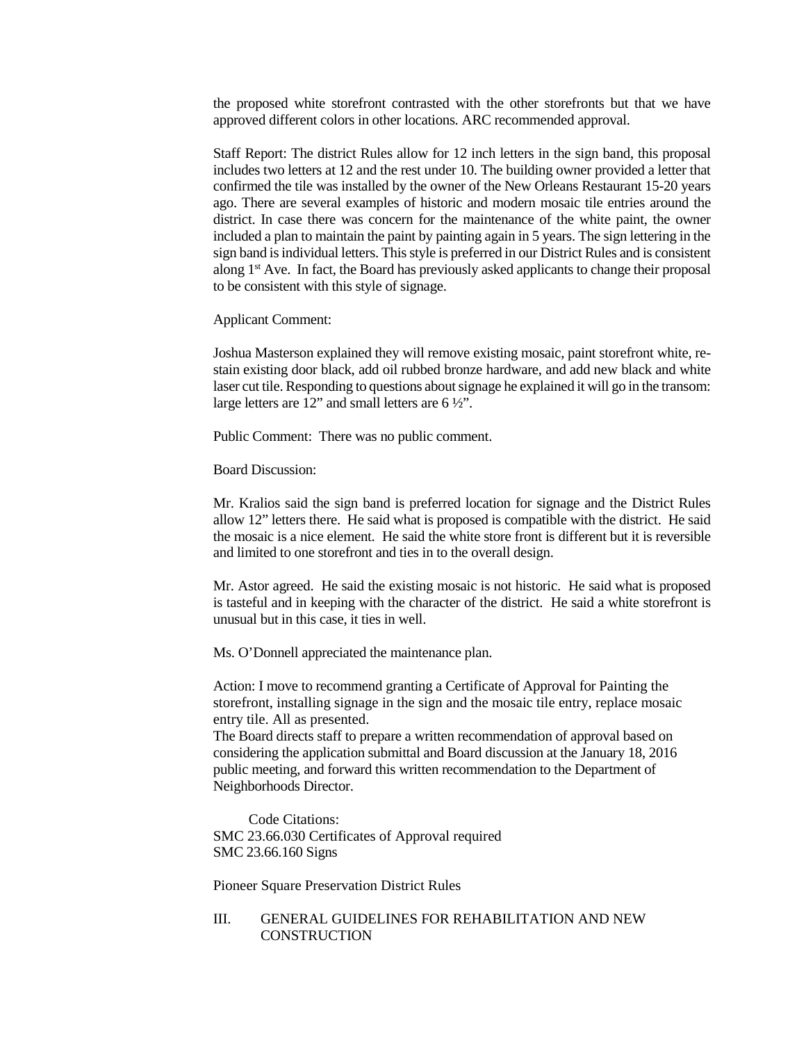the proposed white storefront contrasted with the other storefronts but that we have approved different colors in other locations. ARC recommended approval.

Staff Report: The district Rules allow for 12 inch letters in the sign band, this proposal includes two letters at 12 and the rest under 10. The building owner provided a letter that confirmed the tile was installed by the owner of the New Orleans Restaurant 15-20 years ago. There are several examples of historic and modern mosaic tile entries around the district. In case there was concern for the maintenance of the white paint, the owner included a plan to maintain the paint by painting again in 5 years. The sign lettering in the sign band is individual letters. This style is preferred in our District Rules and is consistent along 1st Ave. In fact, the Board has previously asked applicants to change their proposal to be consistent with this style of signage.

Applicant Comment:

Joshua Masterson explained they will remove existing mosaic, paint storefront white, re-stain existing door black, add oil rubbed bronze hardware, and add new black and white laser cut tile. Responding to questions about signage he explained it will go in the transom: large letters are 12" and small letters are 6 ½".

Public Comment: There was no public comment.

Board Discussion:

Mr. Kralios said the sign band is preferred location for signage and the District Rules allow 12" letters there. He said what is proposed is compatible with the district. He said the mosaic is a nice element. He said the white store front is different but it is reversible and limited to one storefront and ties in to the overall design.

Mr. Astor agreed. He said the existing mosaic is not historic. He said what is proposed is tasteful and in keeping with the character of the district. He said a white storefront is unusual but in this case, it ties in well.

Ms. O'Donnell appreciated the maintenance plan.

Action: I move to recommend granting a Certificate of Approval for Painting the storefront, installing signage in the sign and the mosaic tile entry, replace mosaic entry tile. All as presented.
The Board directs staff to prepare a written recommendation of approval based on considering the application submittal and Board discussion at the January 18, 2016 public meeting, and forward this written recommendation to the Department of Neighborhoods Director.

Code Citations:
SMC 23.66.030 Certificates of Approval required
SMC 23.66.160 Signs

Pioneer Square Preservation District Rules

III. GENERAL GUIDELINES FOR REHABILITATION AND NEW CONSTRUCTION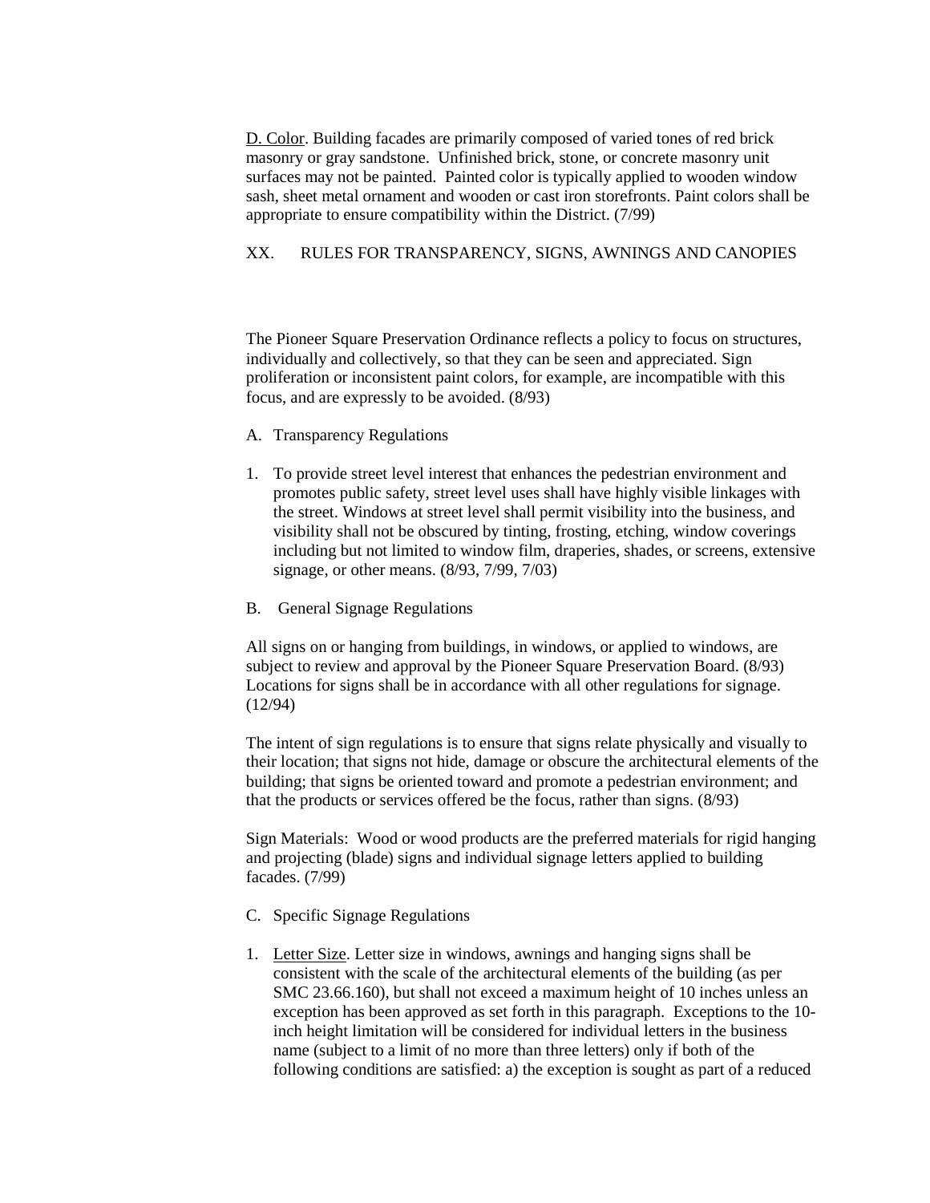D. Color. Building facades are primarily composed of varied tones of red brick masonry or gray sandstone. Unfinished brick, stone, or concrete masonry unit surfaces may not be painted. Painted color is typically applied to wooden window sash, sheet metal ornament and wooden or cast iron storefronts. Paint colors shall be appropriate to ensure compatibility within the District. (7/99)

## XX. RULES FOR TRANSPARENCY, SIGNS, AWNINGS AND CANOPIES

The Pioneer Square Preservation Ordinance reflects a policy to focus on structures, individually and collectively, so that they can be seen and appreciated. Sign proliferation or inconsistent paint colors, for example, are incompatible with this focus, and are expressly to be avoided. (8/93)

### A. Transparency Regulations

1. To provide street level interest that enhances the pedestrian environment and promotes public safety, street level uses shall have highly visible linkages with the street. Windows at street level shall permit visibility into the business, and visibility shall not be obscured by tinting, frosting, etching, window coverings including but not limited to window film, draperies, shades, or screens, extensive signage, or other means. (8/93, 7/99, 7/03)

### B. General Signage Regulations

All signs on or hanging from buildings, in windows, or applied to windows, are subject to review and approval by the Pioneer Square Preservation Board. (8/93) Locations for signs shall be in accordance with all other regulations for signage. (12/94)

The intent of sign regulations is to ensure that signs relate physically and visually to their location; that signs not hide, damage or obscure the architectural elements of the building; that signs be oriented toward and promote a pedestrian environment; and that the products or services offered be the focus, rather than signs. (8/93)

Sign Materials: Wood or wood products are the preferred materials for rigid hanging and projecting (blade) signs and individual signage letters applied to building facades. (7/99)

### C. Specific Signage Regulations

1. Letter Size. Letter size in windows, awnings and hanging signs shall be consistent with the scale of the architectural elements of the building (as per SMC 23.66.160), but shall not exceed a maximum height of 10 inches unless an exception has been approved as set forth in this paragraph. Exceptions to the 10-inch height limitation will be considered for individual letters in the business name (subject to a limit of no more than three letters) only if both of the following conditions are satisfied: a) the exception is sought as part of a reduced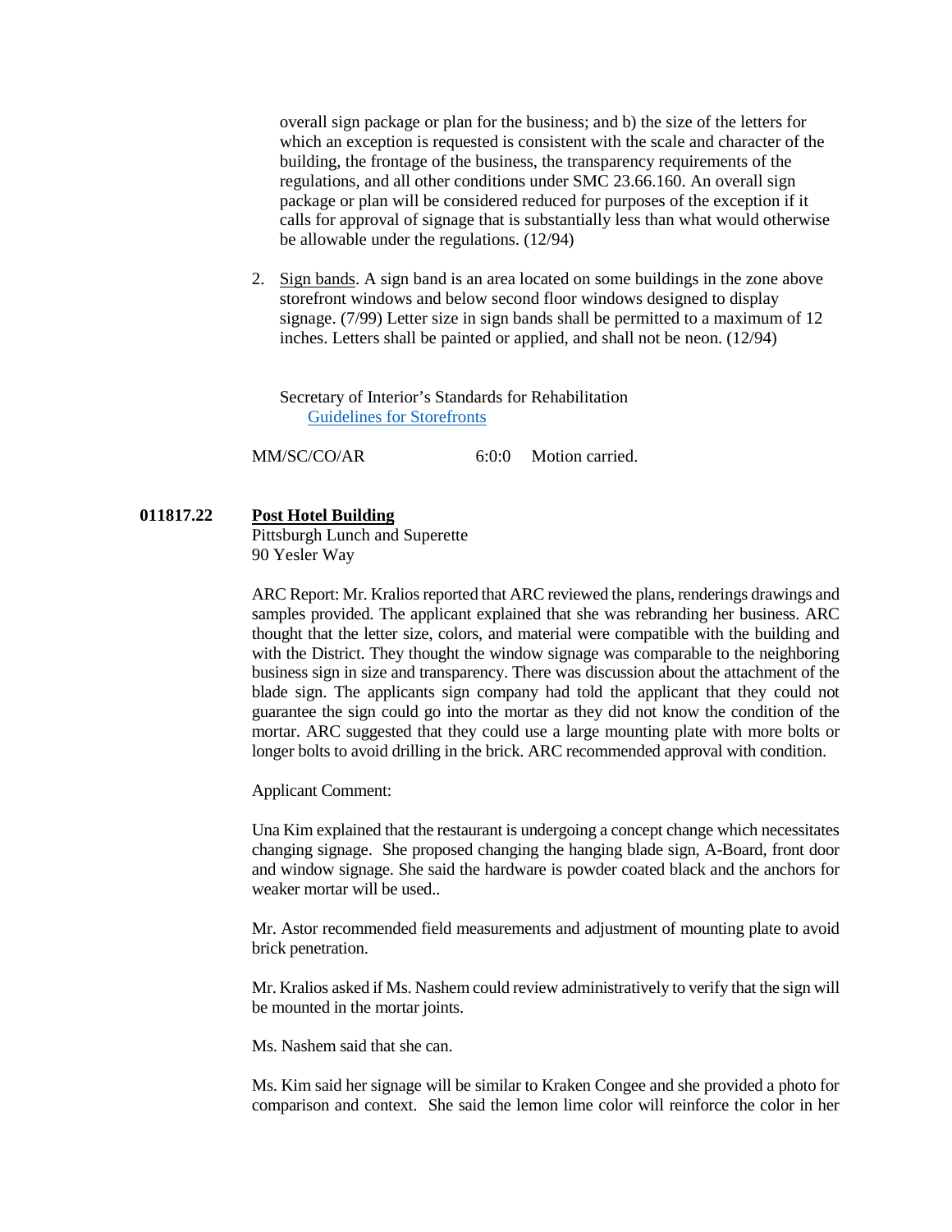overall sign package or plan for the business; and b) the size of the letters for which an exception is requested is consistent with the scale and character of the building, the frontage of the business, the transparency requirements of the regulations, and all other conditions under SMC 23.66.160. An overall sign package or plan will be considered reduced for purposes of the exception if it calls for approval of signage that is substantially less than what would otherwise be allowable under the regulations. (12/94)

2. Sign bands. A sign band is an area located on some buildings in the zone above storefront windows and below second floor windows designed to display signage. (7/99) Letter size in sign bands shall be permitted to a maximum of 12 inches. Letters shall be painted or applied, and shall not be neon. (12/94)

Secretary of Interior's Standards for Rehabilitation
Guidelines for Storefronts

MM/SC/CO/AR 6:0:0 Motion carried.

**011817.22 Post Hotel Building**
Pittsburgh Lunch and Superette
90 Yesler Way

ARC Report: Mr. Kralios reported that ARC reviewed the plans, renderings drawings and samples provided. The applicant explained that she was rebranding her business. ARC thought that the letter size, colors, and material were compatible with the building and with the District. They thought the window signage was comparable to the neighboring business sign in size and transparency. There was discussion about the attachment of the blade sign. The applicants sign company had told the applicant that they could not guarantee the sign could go into the mortar as they did not know the condition of the mortar. ARC suggested that they could use a large mounting plate with more bolts or longer bolts to avoid drilling in the brick. ARC recommended approval with condition.

Applicant Comment:

Una Kim explained that the restaurant is undergoing a concept change which necessitates changing signage. She proposed changing the hanging blade sign, A-Board, front door and window signage. She said the hardware is powder coated black and the anchors for weaker mortar will be used..

Mr. Astor recommended field measurements and adjustment of mounting plate to avoid brick penetration.

Mr. Kralios asked if Ms. Nashem could review administratively to verify that the sign will be mounted in the mortar joints.

Ms. Nashem said that she can.

Ms. Kim said her signage will be similar to Kraken Congee and she provided a photo for comparison and context. She said the lemon lime color will reinforce the color in her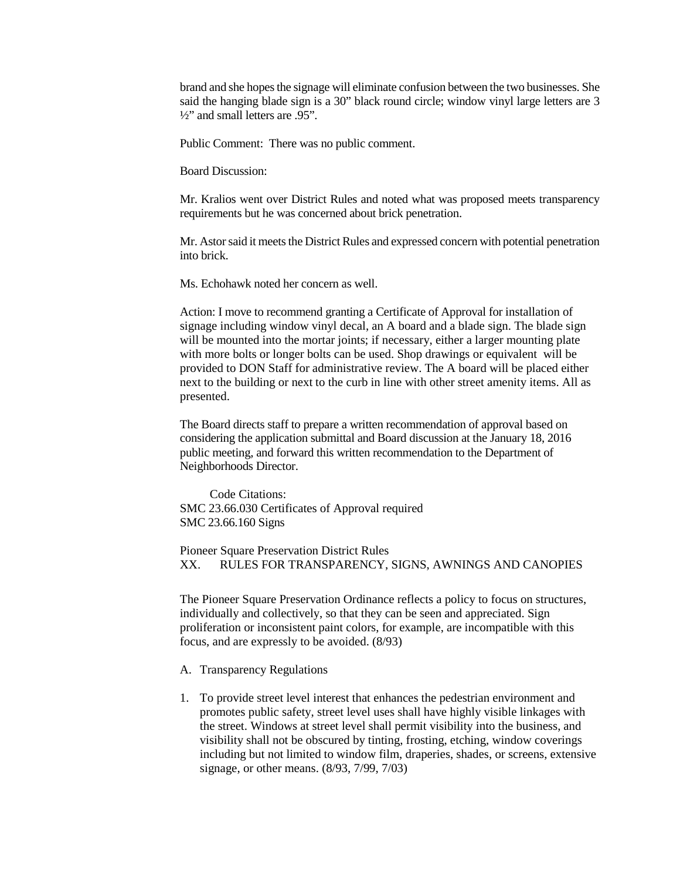brand and she hopes the signage will eliminate confusion between the two businesses. She said the hanging blade sign is a 30" black round circle; window vinyl large letters are 3 ½" and small letters are .95".

Public Comment: There was no public comment.

Board Discussion:

Mr. Kralios went over District Rules and noted what was proposed meets transparency requirements but he was concerned about brick penetration.

Mr. Astor said it meets the District Rules and expressed concern with potential penetration into brick.

Ms. Echohawk noted her concern as well.

Action: I move to recommend granting a Certificate of Approval for installation of signage including window vinyl decal, an A board and a blade sign. The blade sign will be mounted into the mortar joints; if necessary, either a larger mounting plate with more bolts or longer bolts can be used. Shop drawings or equivalent will be provided to DON Staff for administrative review. The A board will be placed either next to the building or next to the curb in line with other street amenity items. All as presented.

The Board directs staff to prepare a written recommendation of approval based on considering the application submittal and Board discussion at the January 18, 2016 public meeting, and forward this written recommendation to the Department of Neighborhoods Director.

Code Citations:
SMC 23.66.030 Certificates of Approval required
SMC 23.66.160 Signs

Pioneer Square Preservation District Rules
XX. RULES FOR TRANSPARENCY, SIGNS, AWNINGS AND CANOPIES

The Pioneer Square Preservation Ordinance reflects a policy to focus on structures, individually and collectively, so that they can be seen and appreciated. Sign proliferation or inconsistent paint colors, for example, are incompatible with this focus, and are expressly to be avoided. (8/93)

A. Transparency Regulations

1. To provide street level interest that enhances the pedestrian environment and promotes public safety, street level uses shall have highly visible linkages with the street. Windows at street level shall permit visibility into the business, and visibility shall not be obscured by tinting, frosting, etching, window coverings including but not limited to window film, draperies, shades, or screens, extensive signage, or other means. (8/93, 7/99, 7/03)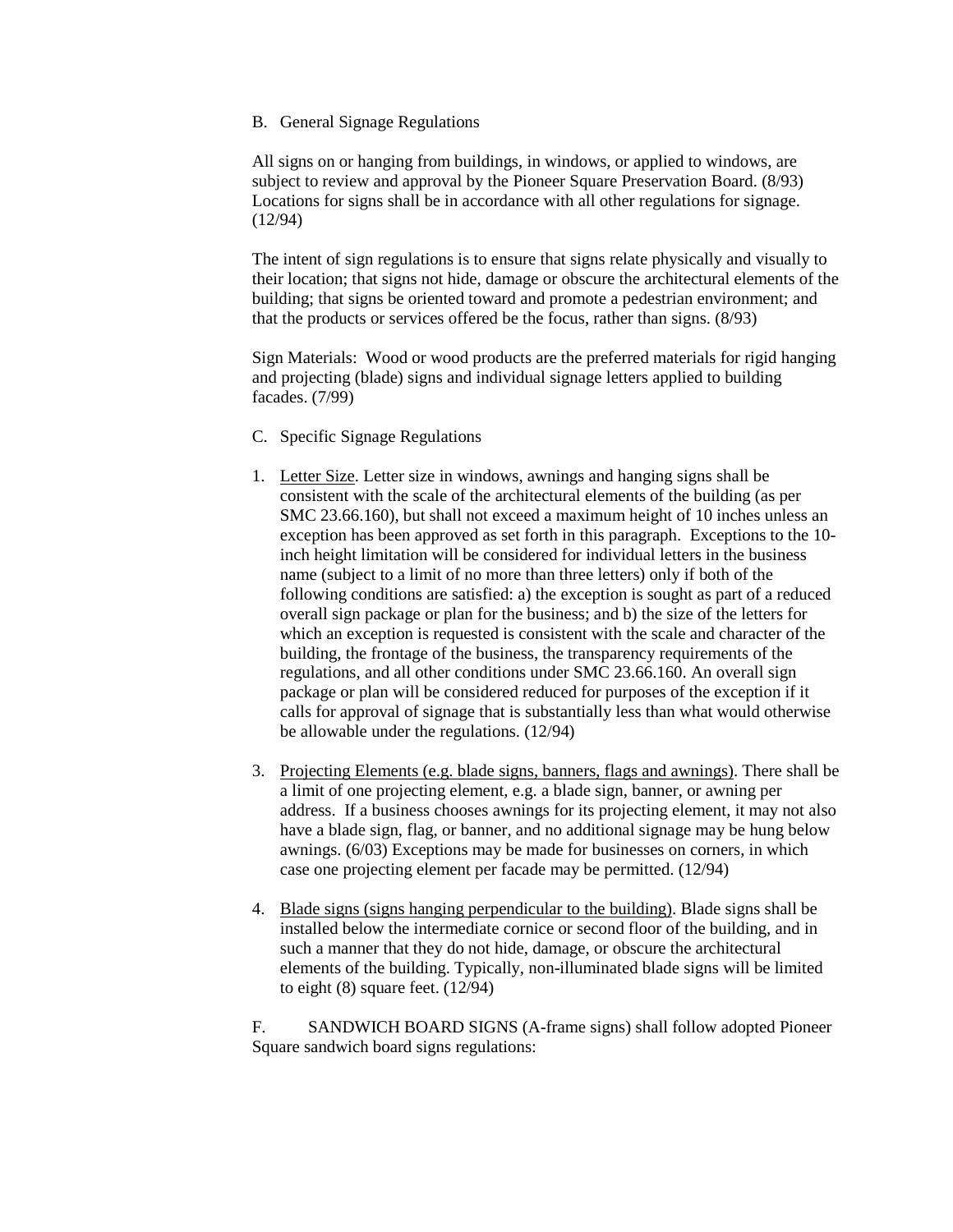B. General Signage Regulations

All signs on or hanging from buildings, in windows, or applied to windows, are subject to review and approval by the Pioneer Square Preservation Board. (8/93) Locations for signs shall be in accordance with all other regulations for signage. (12/94)

The intent of sign regulations is to ensure that signs relate physically and visually to their location; that signs not hide, damage or obscure the architectural elements of the building; that signs be oriented toward and promote a pedestrian environment; and that the products or services offered be the focus, rather than signs. (8/93)

Sign Materials: Wood or wood products are the preferred materials for rigid hanging and projecting (blade) signs and individual signage letters applied to building facades. (7/99)

C. Specific Signage Regulations

1. <u>Letter Size</u>. Letter size in windows, awnings and hanging signs shall be consistent with the scale of the architectural elements of the building (as per SMC 23.66.160), but shall not exceed a maximum height of 10 inches unless an exception has been approved as set forth in this paragraph. Exceptions to the 10-inch height limitation will be considered for individual letters in the business name (subject to a limit of no more than three letters) only if both of the following conditions are satisfied: a) the exception is sought as part of a reduced overall sign package or plan for the business; and b) the size of the letters for which an exception is requested is consistent with the scale and character of the building, the frontage of the business, the transparency requirements of the regulations, and all other conditions under SMC 23.66.160. An overall sign package or plan will be considered reduced for purposes of the exception if it calls for approval of signage that is substantially less than what would otherwise be allowable under the regulations. (12/94)

3. <u>Projecting Elements (e.g. blade signs, banners, flags and awnings)</u>. There shall be a limit of one projecting element, e.g. a blade sign, banner, or awning per address. If a business chooses awnings for its projecting element, it may not also have a blade sign, flag, or banner, and no additional signage may be hung below awnings. (6/03) Exceptions may be made for businesses on corners, in which case one projecting element per facade may be permitted. (12/94)

4. <u>Blade signs (signs hanging perpendicular to the building)</u>. Blade signs shall be installed below the intermediate cornice or second floor of the building, and in such a manner that they do not hide, damage, or obscure the architectural elements of the building. Typically, non-illuminated blade signs will be limited to eight (8) square feet. (12/94)

F. SANDWICH BOARD SIGNS (A-frame signs) shall follow adopted Pioneer Square sandwich board signs regulations: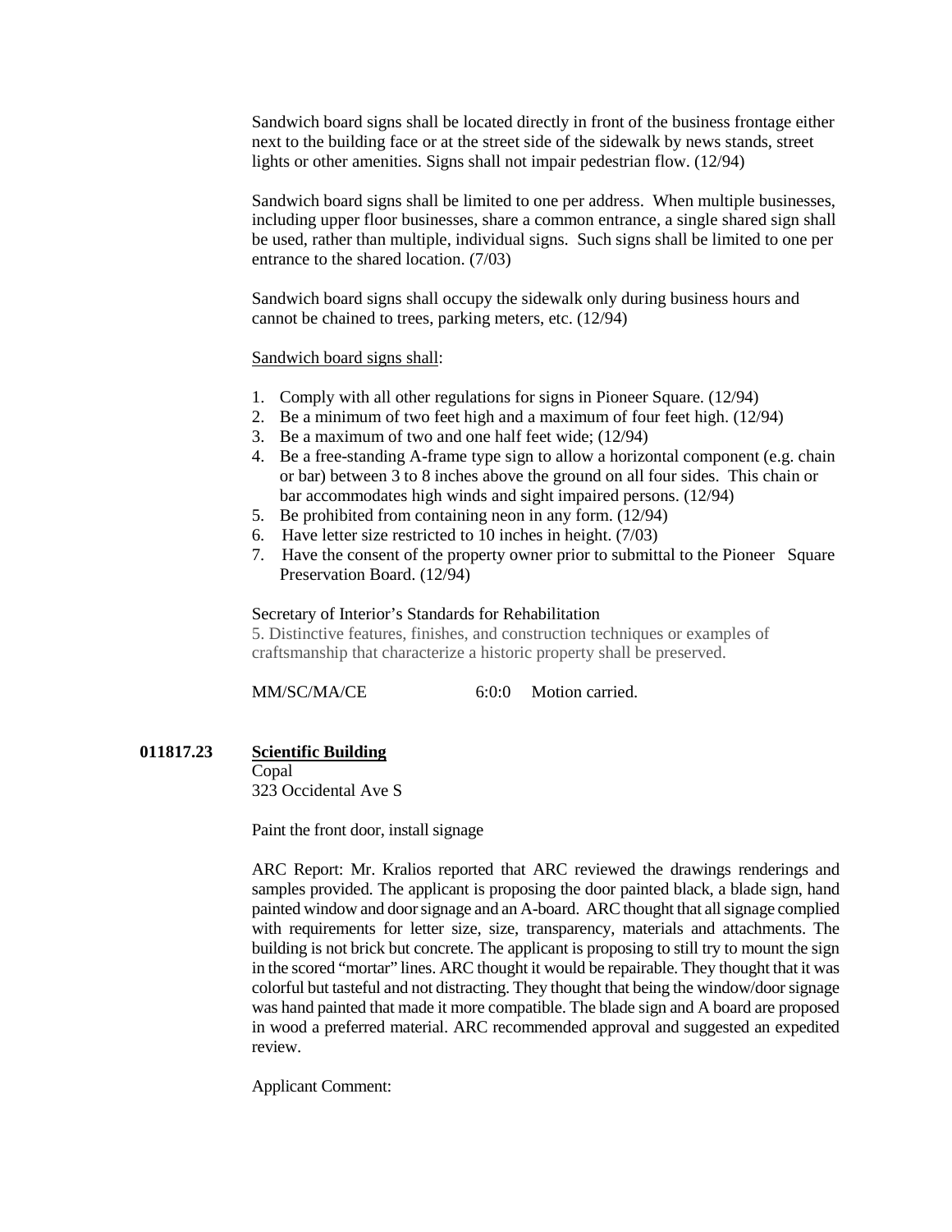Sandwich board signs shall be located directly in front of the business frontage either next to the building face or at the street side of the sidewalk by news stands, street lights or other amenities. Signs shall not impair pedestrian flow. (12/94)

Sandwich board signs shall be limited to one per address. When multiple businesses, including upper floor businesses, share a common entrance, a single shared sign shall be used, rather than multiple, individual signs. Such signs shall be limited to one per entrance to the shared location. (7/03)

Sandwich board signs shall occupy the sidewalk only during business hours and cannot be chained to trees, parking meters, etc. (12/94)

Sandwich board signs shall:

1. Comply with all other regulations for signs in Pioneer Square. (12/94)
2. Be a minimum of two feet high and a maximum of four feet high. (12/94)
3. Be a maximum of two and one half feet wide; (12/94)
4. Be a free-standing A-frame type sign to allow a horizontal component (e.g. chain or bar) between 3 to 8 inches above the ground on all four sides. This chain or bar accommodates high winds and sight impaired persons. (12/94)
5. Be prohibited from containing neon in any form. (12/94)
6. Have letter size restricted to 10 inches in height. (7/03)
7. Have the consent of the property owner prior to submittal to the Pioneer Square Preservation Board. (12/94)

Secretary of Interior's Standards for Rehabilitation

5. Distinctive features, finishes, and construction techniques or examples of craftsmanship that characterize a historic property shall be preserved.

MM/SC/MA/CE 6:0:0 Motion carried.

**011817.23** **Scientific Building**
Copal
323 Occidental Ave S

Paint the front door, install signage

ARC Report: Mr. Kralios reported that ARC reviewed the drawings renderings and samples provided. The applicant is proposing the door painted black, a blade sign, hand painted window and door signage and an A-board. ARC thought that all signage complied with requirements for letter size, size, transparency, materials and attachments. The building is not brick but concrete. The applicant is proposing to still try to mount the sign in the scored "mortar" lines. ARC thought it would be repairable. They thought that it was colorful but tasteful and not distracting. They thought that being the window/door signage was hand painted that made it more compatible. The blade sign and A board are proposed in wood a preferred material. ARC recommended approval and suggested an expedited review.

Applicant Comment: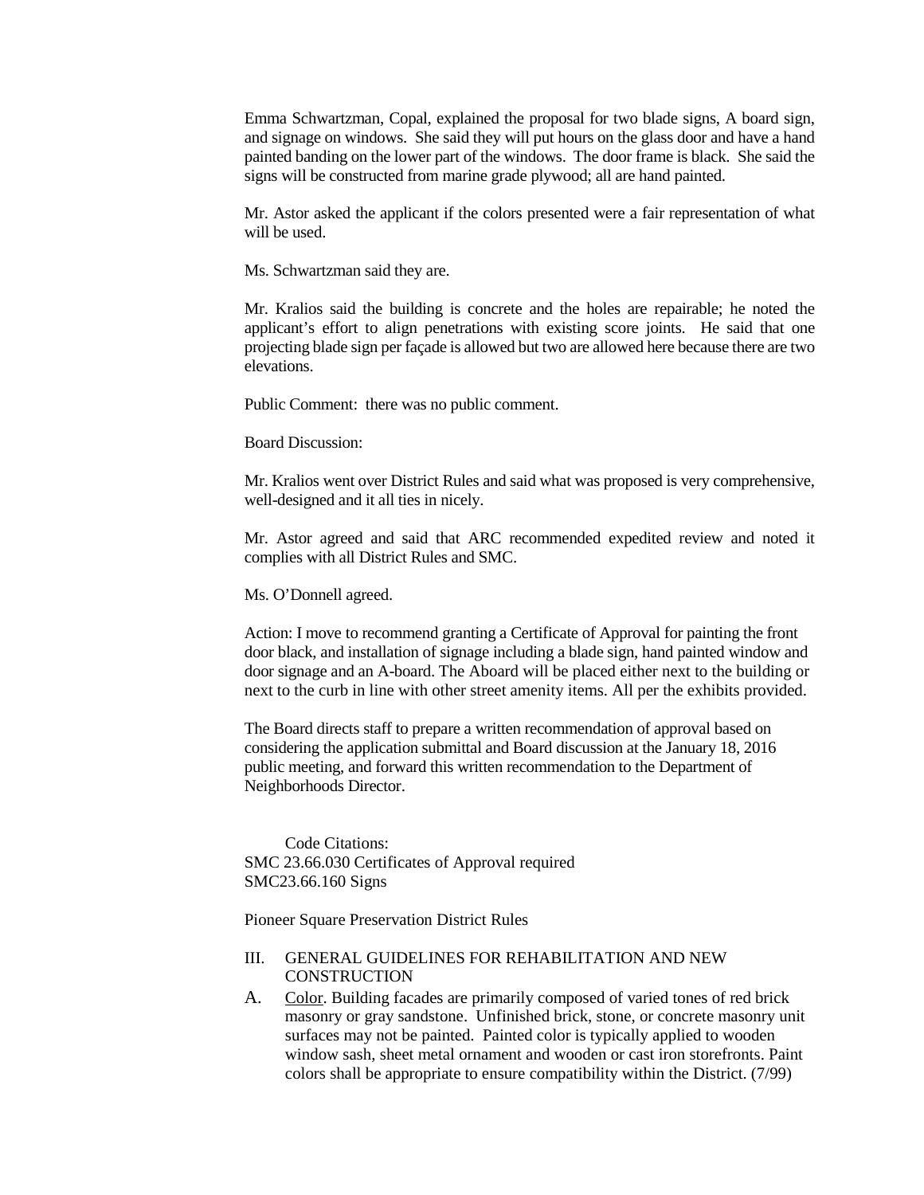Emma Schwartzman, Copal, explained the proposal for two blade signs, A board sign, and signage on windows. She said they will put hours on the glass door and have a hand painted banding on the lower part of the windows. The door frame is black. She said the signs will be constructed from marine grade plywood; all are hand painted.

Mr. Astor asked the applicant if the colors presented were a fair representation of what will be used.

Ms. Schwartzman said they are.

Mr. Kralios said the building is concrete and the holes are repairable; he noted the applicant's effort to align penetrations with existing score joints. He said that one projecting blade sign per façade is allowed but two are allowed here because there are two elevations.

Public Comment: there was no public comment.

Board Discussion:

Mr. Kralios went over District Rules and said what was proposed is very comprehensive, well-designed and it all ties in nicely.

Mr. Astor agreed and said that ARC recommended expedited review and noted it complies with all District Rules and SMC.

Ms. O'Donnell agreed.

Action: I move to recommend granting a Certificate of Approval for painting the front door black, and installation of signage including a blade sign, hand painted window and door signage and an A-board. The Aboard will be placed either next to the building or next to the curb in line with other street amenity items. All per the exhibits provided.

The Board directs staff to prepare a written recommendation of approval based on considering the application submittal and Board discussion at the January 18, 2016 public meeting, and forward this written recommendation to the Department of Neighborhoods Director.

Code Citations:
SMC 23.66.030 Certificates of Approval required
SMC23.66.160 Signs

Pioneer Square Preservation District Rules

III. GENERAL GUIDELINES FOR REHABILITATION AND NEW CONSTRUCTION

A. Color. Building facades are primarily composed of varied tones of red brick masonry or gray sandstone. Unfinished brick, stone, or concrete masonry unit surfaces may not be painted. Painted color is typically applied to wooden window sash, sheet metal ornament and wooden or cast iron storefronts. Paint colors shall be appropriate to ensure compatibility within the District. (7/99)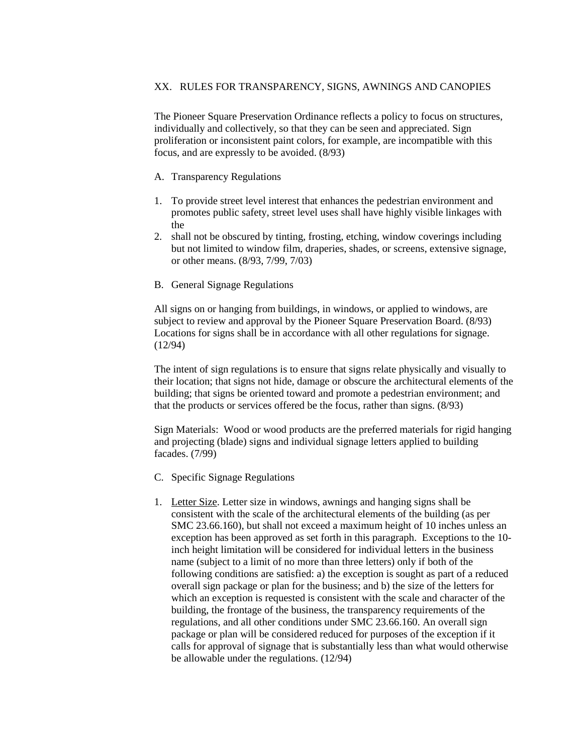## XX. RULES FOR TRANSPARENCY, SIGNS, AWNINGS AND CANOPIES

The Pioneer Square Preservation Ordinance reflects a policy to focus on structures, individually and collectively, so that they can be seen and appreciated. Sign proliferation or inconsistent paint colors, for example, are incompatible with this focus, and are expressly to be avoided. (8/93)

### A. Transparency Regulations

1. To provide street level interest that enhances the pedestrian environment and promotes public safety, street level uses shall have highly visible linkages with the
2. shall not be obscured by tinting, frosting, etching, window coverings including but not limited to window film, draperies, shades, or screens, extensive signage, or other means. (8/93, 7/99, 7/03)

### B. General Signage Regulations

All signs on or hanging from buildings, in windows, or applied to windows, are subject to review and approval by the Pioneer Square Preservation Board. (8/93) Locations for signs shall be in accordance with all other regulations for signage. (12/94)

The intent of sign regulations is to ensure that signs relate physically and visually to their location; that signs not hide, damage or obscure the architectural elements of the building; that signs be oriented toward and promote a pedestrian environment; and that the products or services offered be the focus, rather than signs. (8/93)

Sign Materials: Wood or wood products are the preferred materials for rigid hanging and projecting (blade) signs and individual signage letters applied to building facades. (7/99)

### C. Specific Signage Regulations

1. <u>Letter Size</u>. Letter size in windows, awnings and hanging signs shall be consistent with the scale of the architectural elements of the building (as per SMC 23.66.160), but shall not exceed a maximum height of 10 inches unless an exception has been approved as set forth in this paragraph. Exceptions to the 10-inch height limitation will be considered for individual letters in the business name (subject to a limit of no more than three letters) only if both of the following conditions are satisfied: a) the exception is sought as part of a reduced overall sign package or plan for the business; and b) the size of the letters for which an exception is requested is consistent with the scale and character of the building, the frontage of the business, the transparency requirements of the regulations, and all other conditions under SMC 23.66.160. An overall sign package or plan will be considered reduced for purposes of the exception if it calls for approval of signage that is substantially less than what would otherwise be allowable under the regulations. (12/94)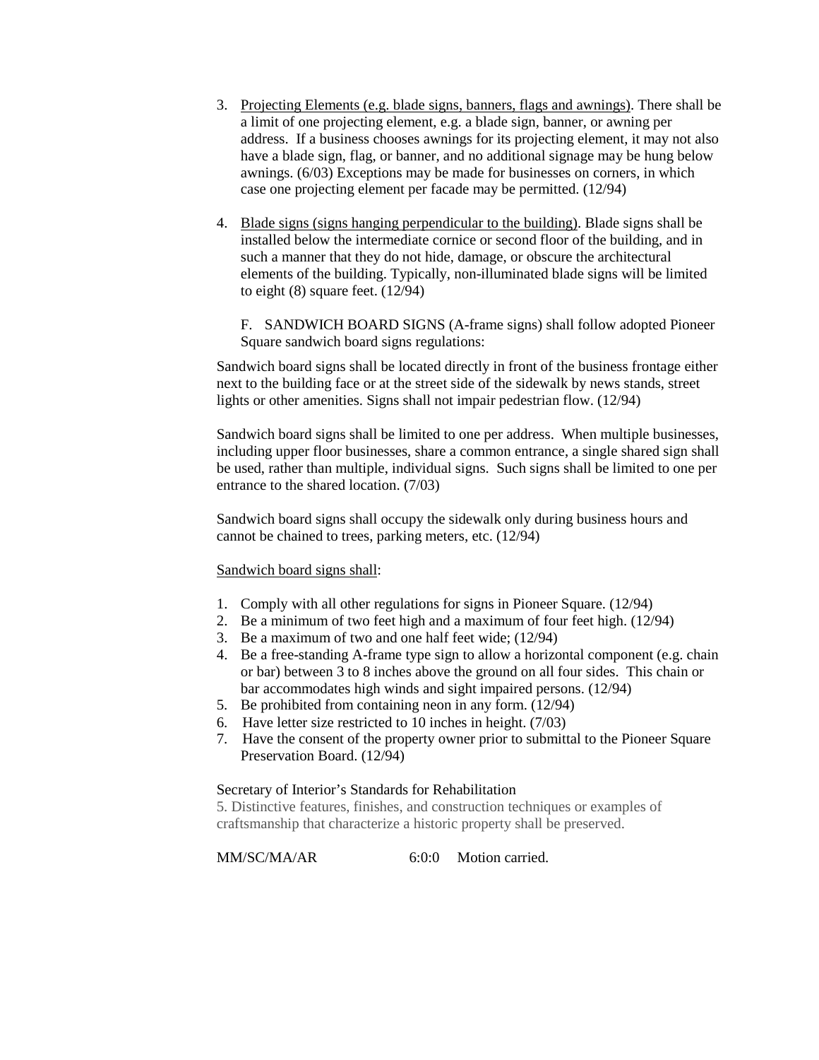3. Projecting Elements (e.g. blade signs, banners, flags and awnings). There shall be a limit of one projecting element, e.g. a blade sign, banner, or awning per address. If a business chooses awnings for its projecting element, it may not also have a blade sign, flag, or banner, and no additional signage may be hung below awnings. (6/03) Exceptions may be made for businesses on corners, in which case one projecting element per facade may be permitted. (12/94)

4. Blade signs (signs hanging perpendicular to the building). Blade signs shall be installed below the intermediate cornice or second floor of the building, and in such a manner that they do not hide, damage, or obscure the architectural elements of the building. Typically, non-illuminated blade signs will be limited to eight (8) square feet. (12/94)

F. SANDWICH BOARD SIGNS (A-frame signs) shall follow adopted Pioneer Square sandwich board signs regulations:

Sandwich board signs shall be located directly in front of the business frontage either next to the building face or at the street side of the sidewalk by news stands, street lights or other amenities. Signs shall not impair pedestrian flow. (12/94)

Sandwich board signs shall be limited to one per address. When multiple businesses, including upper floor businesses, share a common entrance, a single shared sign shall be used, rather than multiple, individual signs. Such signs shall be limited to one per entrance to the shared location. (7/03)

Sandwich board signs shall occupy the sidewalk only during business hours and cannot be chained to trees, parking meters, etc. (12/94)

Sandwich board signs shall:

1. Comply with all other regulations for signs in Pioneer Square. (12/94)
2. Be a minimum of two feet high and a maximum of four feet high. (12/94)
3. Be a maximum of two and one half feet wide; (12/94)
4. Be a free-standing A-frame type sign to allow a horizontal component (e.g. chain or bar) between 3 to 8 inches above the ground on all four sides. This chain or bar accommodates high winds and sight impaired persons. (12/94)
5. Be prohibited from containing neon in any form. (12/94)
6. Have letter size restricted to 10 inches in height. (7/03)
7. Have the consent of the property owner prior to submittal to the Pioneer Square Preservation Board. (12/94)

Secretary of Interior's Standards for Rehabilitation

5. Distinctive features, finishes, and construction techniques or examples of craftsmanship that characterize a historic property shall be preserved.

MM/SC/MA/AR 6:0:0 Motion carried.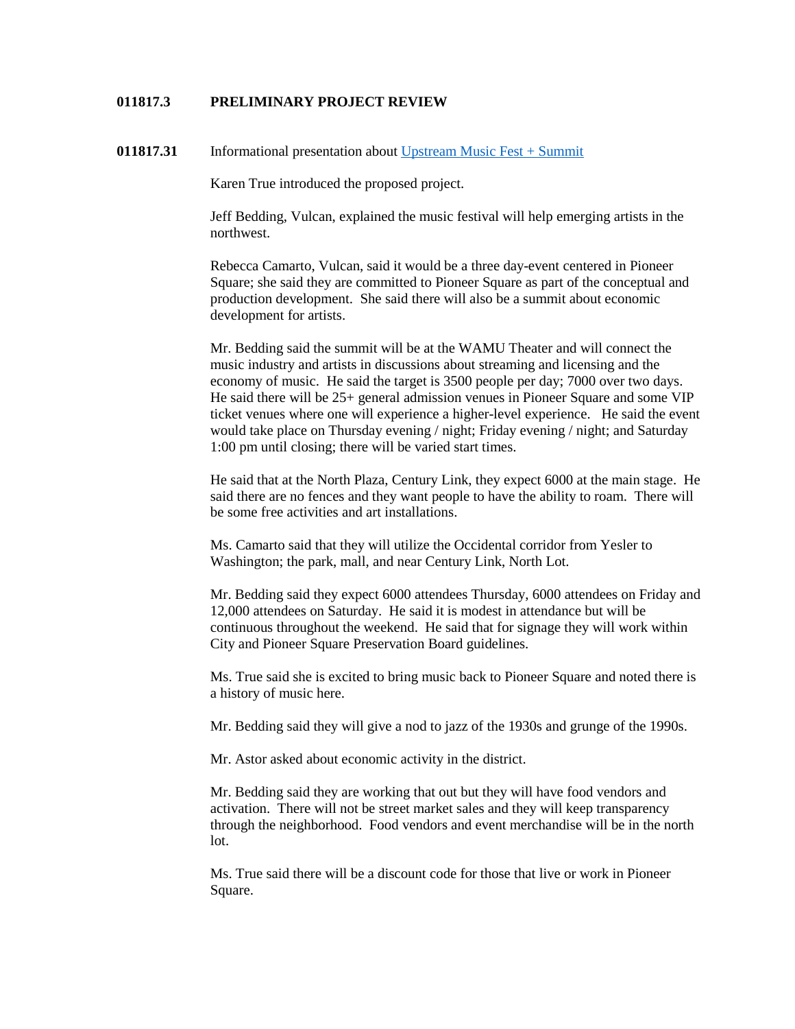**011817.3 PRELIMINARY PROJECT REVIEW**

**011817.31** Informational presentation about Upstream Music Fest + Summit

Karen True introduced the proposed project.

Jeff Bedding, Vulcan, explained the music festival will help emerging artists in the northwest.

Rebecca Camarto, Vulcan, said it would be a three day-event centered in Pioneer Square; she said they are committed to Pioneer Square as part of the conceptual and production development. She said there will also be a summit about economic development for artists.

Mr. Bedding said the summit will be at the WAMU Theater and will connect the music industry and artists in discussions about streaming and licensing and the economy of music. He said the target is 3500 people per day; 7000 over two days. He said there will be 25+ general admission venues in Pioneer Square and some VIP ticket venues where one will experience a higher-level experience. He said the event would take place on Thursday evening / night; Friday evening / night; and Saturday 1:00 pm until closing; there will be varied start times.

He said that at the North Plaza, Century Link, they expect 6000 at the main stage. He said there are no fences and they want people to have the ability to roam. There will be some free activities and art installations.

Ms. Camarto said that they will utilize the Occidental corridor from Yesler to Washington; the park, mall, and near Century Link, North Lot.

Mr. Bedding said they expect 6000 attendees Thursday, 6000 attendees on Friday and 12,000 attendees on Saturday. He said it is modest in attendance but will be continuous throughout the weekend. He said that for signage they will work within City and Pioneer Square Preservation Board guidelines.

Ms. True said she is excited to bring music back to Pioneer Square and noted there is a history of music here.

Mr. Bedding said they will give a nod to jazz of the 1930s and grunge of the 1990s.

Mr. Astor asked about economic activity in the district.

Mr. Bedding said they are working that out but they will have food vendors and activation. There will not be street market sales and they will keep transparency through the neighborhood. Food vendors and event merchandise will be in the north lot.

Ms. True said there will be a discount code for those that live or work in Pioneer Square.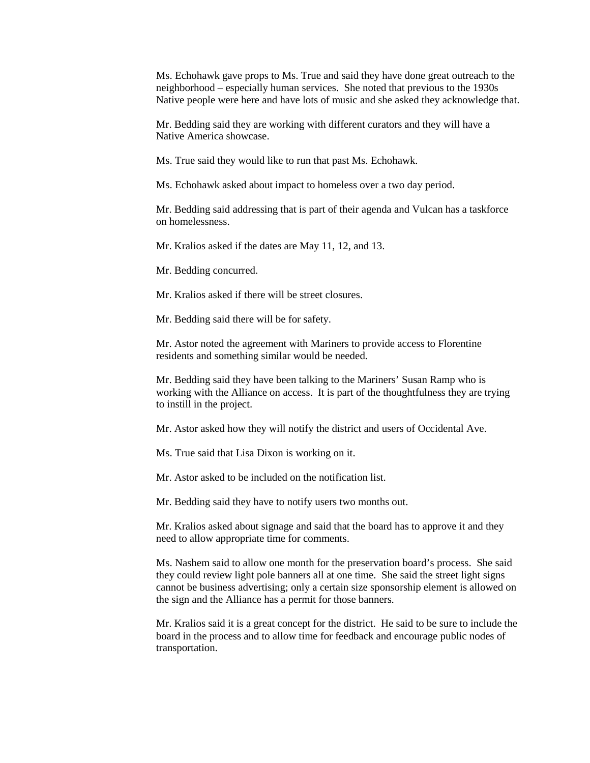Ms. Echohawk gave props to Ms. True and said they have done great outreach to the neighborhood – especially human services. She noted that previous to the 1930s Native people were here and have lots of music and she asked they acknowledge that.

Mr. Bedding said they are working with different curators and they will have a Native America showcase.

Ms. True said they would like to run that past Ms. Echohawk.

Ms. Echohawk asked about impact to homeless over a two day period.

Mr. Bedding said addressing that is part of their agenda and Vulcan has a taskforce on homelessness.

Mr. Kralios asked if the dates are May 11, 12, and 13.

Mr. Bedding concurred.

Mr. Kralios asked if there will be street closures.

Mr. Bedding said there will be for safety.

Mr. Astor noted the agreement with Mariners to provide access to Florentine residents and something similar would be needed.

Mr. Bedding said they have been talking to the Mariners' Susan Ramp who is working with the Alliance on access. It is part of the thoughtfulness they are trying to instill in the project.

Mr. Astor asked how they will notify the district and users of Occidental Ave.

Ms. True said that Lisa Dixon is working on it.

Mr. Astor asked to be included on the notification list.

Mr. Bedding said they have to notify users two months out.

Mr. Kralios asked about signage and said that the board has to approve it and they need to allow appropriate time for comments.

Ms. Nashem said to allow one month for the preservation board's process. She said they could review light pole banners all at one time. She said the street light signs cannot be business advertising; only a certain size sponsorship element is allowed on the sign and the Alliance has a permit for those banners.

Mr. Kralios said it is a great concept for the district. He said to be sure to include the board in the process and to allow time for feedback and encourage public nodes of transportation.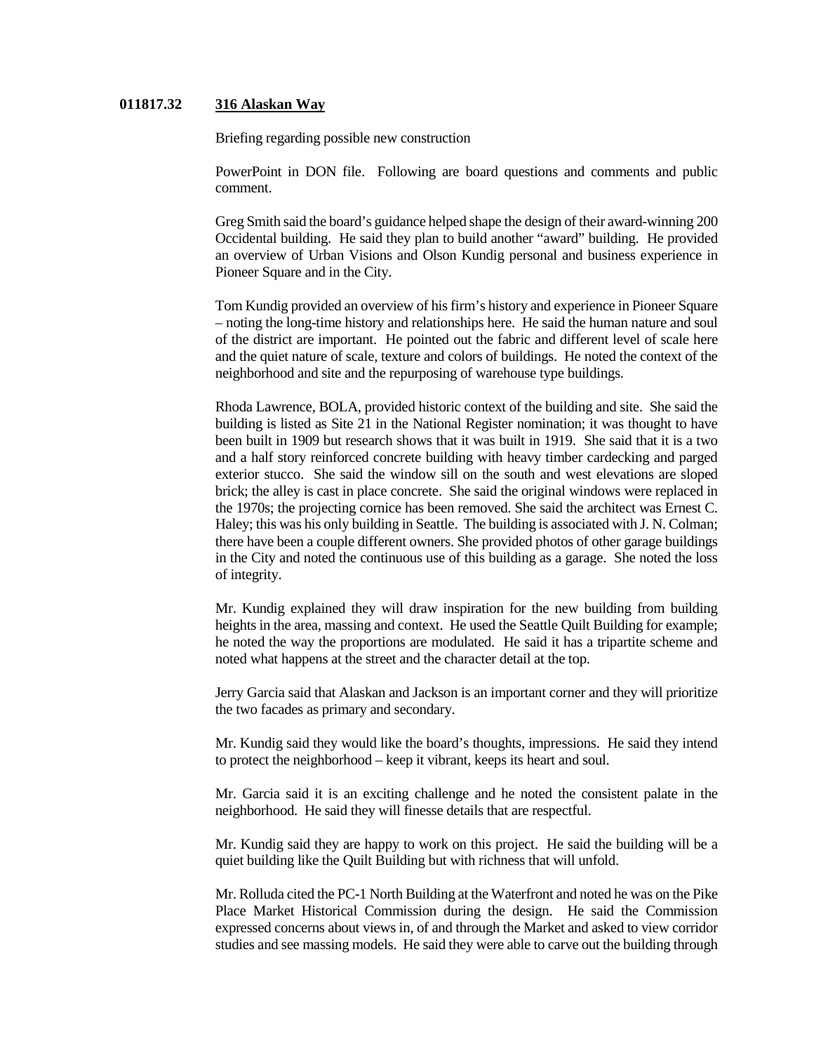**011817.32 316 Alaskan Way**

Briefing regarding possible new construction

PowerPoint in DON file. Following are board questions and comments and public comment.

Greg Smith said the board's guidance helped shape the design of their award-winning 200 Occidental building. He said they plan to build another "award" building. He provided an overview of Urban Visions and Olson Kundig personal and business experience in Pioneer Square and in the City.

Tom Kundig provided an overview of his firm's history and experience in Pioneer Square – noting the long-time history and relationships here. He said the human nature and soul of the district are important. He pointed out the fabric and different level of scale here and the quiet nature of scale, texture and colors of buildings. He noted the context of the neighborhood and site and the repurposing of warehouse type buildings.

Rhoda Lawrence, BOLA, provided historic context of the building and site. She said the building is listed as Site 21 in the National Register nomination; it was thought to have been built in 1909 but research shows that it was built in 1919. She said that it is a two and a half story reinforced concrete building with heavy timber cardecking and parged exterior stucco. She said the window sill on the south and west elevations are sloped brick; the alley is cast in place concrete. She said the original windows were replaced in the 1970s; the projecting cornice has been removed. She said the architect was Ernest C. Haley; this was his only building in Seattle. The building is associated with J. N. Colman; there have been a couple different owners. She provided photos of other garage buildings in the City and noted the continuous use of this building as a garage. She noted the loss of integrity.

Mr. Kundig explained they will draw inspiration for the new building from building heights in the area, massing and context. He used the Seattle Quilt Building for example; he noted the way the proportions are modulated. He said it has a tripartite scheme and noted what happens at the street and the character detail at the top.

Jerry Garcia said that Alaskan and Jackson is an important corner and they will prioritize the two facades as primary and secondary.

Mr. Kundig said they would like the board's thoughts, impressions. He said they intend to protect the neighborhood – keep it vibrant, keeps its heart and soul.

Mr. Garcia said it is an exciting challenge and he noted the consistent palate in the neighborhood. He said they will finesse details that are respectful.

Mr. Kundig said they are happy to work on this project. He said the building will be a quiet building like the Quilt Building but with richness that will unfold.

Mr. Rolluda cited the PC-1 North Building at the Waterfront and noted he was on the Pike Place Market Historical Commission during the design. He said the Commission expressed concerns about views in, of and through the Market and asked to view corridor studies and see massing models. He said they were able to carve out the building through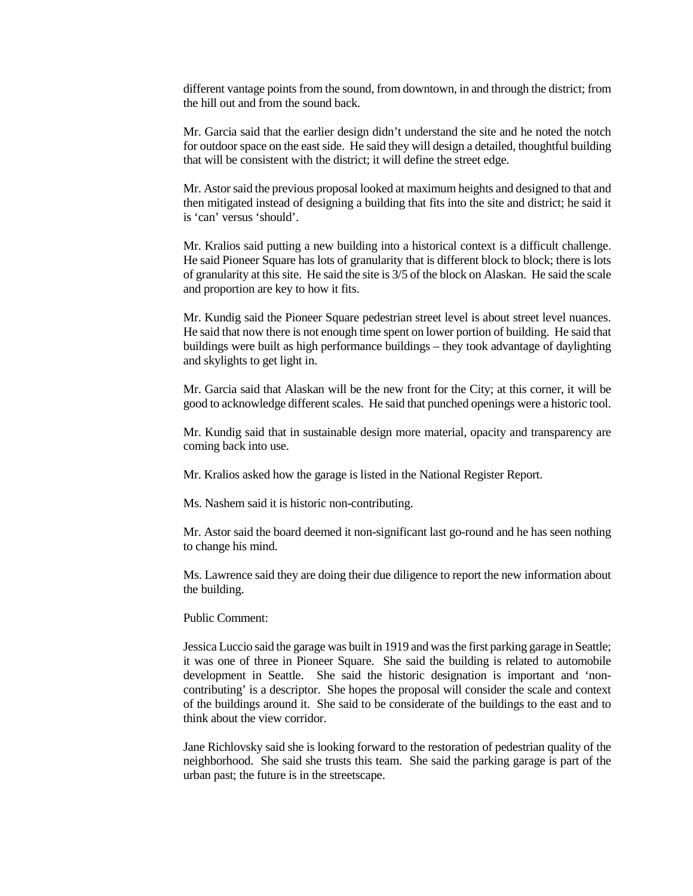different vantage points from the sound, from downtown, in and through the district; from the hill out and from the sound back.

Mr. Garcia said that the earlier design didn't understand the site and he noted the notch for outdoor space on the east side. He said they will design a detailed, thoughtful building that will be consistent with the district; it will define the street edge.

Mr. Astor said the previous proposal looked at maximum heights and designed to that and then mitigated instead of designing a building that fits into the site and district; he said it is 'can' versus 'should'.

Mr. Kralios said putting a new building into a historical context is a difficult challenge. He said Pioneer Square has lots of granularity that is different block to block; there is lots of granularity at this site. He said the site is 3/5 of the block on Alaskan. He said the scale and proportion are key to how it fits.

Mr. Kundig said the Pioneer Square pedestrian street level is about street level nuances. He said that now there is not enough time spent on lower portion of building. He said that buildings were built as high performance buildings – they took advantage of daylighting and skylights to get light in.

Mr. Garcia said that Alaskan will be the new front for the City; at this corner, it will be good to acknowledge different scales. He said that punched openings were a historic tool.

Mr. Kundig said that in sustainable design more material, opacity and transparency are coming back into use.

Mr. Kralios asked how the garage is listed in the National Register Report.

Ms. Nashem said it is historic non-contributing.

Mr. Astor said the board deemed it non-significant last go-round and he has seen nothing to change his mind.

Ms. Lawrence said they are doing their due diligence to report the new information about the building.

Public Comment:

Jessica Luccio said the garage was built in 1919 and was the first parking garage in Seattle; it was one of three in Pioneer Square. She said the building is related to automobile development in Seattle. She said the historic designation is important and 'non-contributing' is a descriptor. She hopes the proposal will consider the scale and context of the buildings around it. She said to be considerate of the buildings to the east and to think about the view corridor.

Jane Richlovsky said she is looking forward to the restoration of pedestrian quality of the neighborhood. She said she trusts this team. She said the parking garage is part of the urban past; the future is in the streetscape.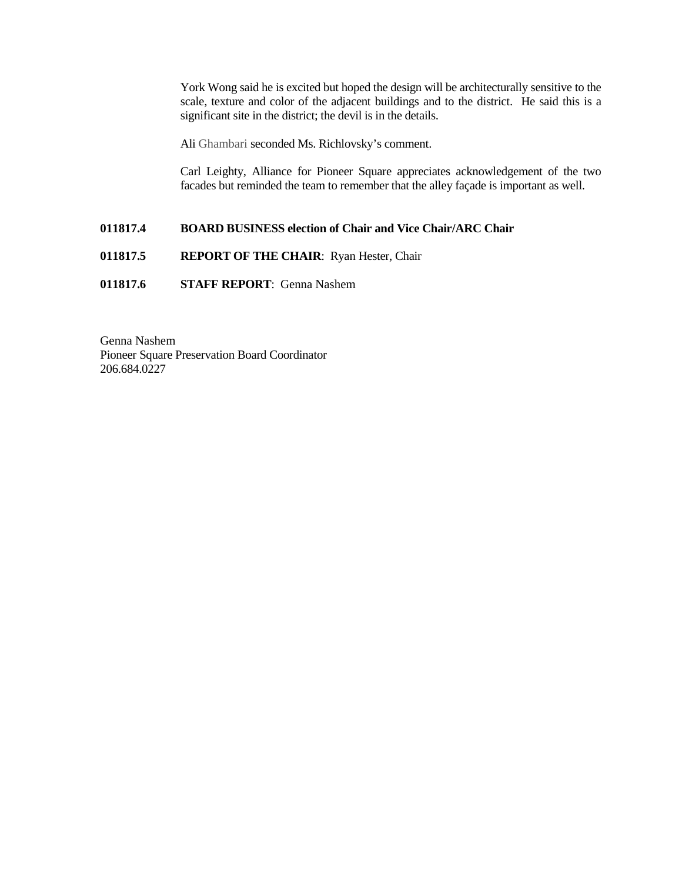York Wong said he is excited but hoped the design will be architecturally sensitive to the scale, texture and color of the adjacent buildings and to the district. He said this is a significant site in the district; the devil is in the details.

Ali Ghambari seconded Ms. Richlovsky's comment.

Carl Leighty, Alliance for Pioneer Square appreciates acknowledgement of the two facades but reminded the team to remember that the alley façade is important as well.

**011817.4 BOARD BUSINESS election of Chair and Vice Chair/ARC Chair**

**011817.5 REPORT OF THE CHAIR**: Ryan Hester, Chair

**011817.6 STAFF REPORT**: Genna Nashem

Genna Nashem
Pioneer Square Preservation Board Coordinator
206.684.0227